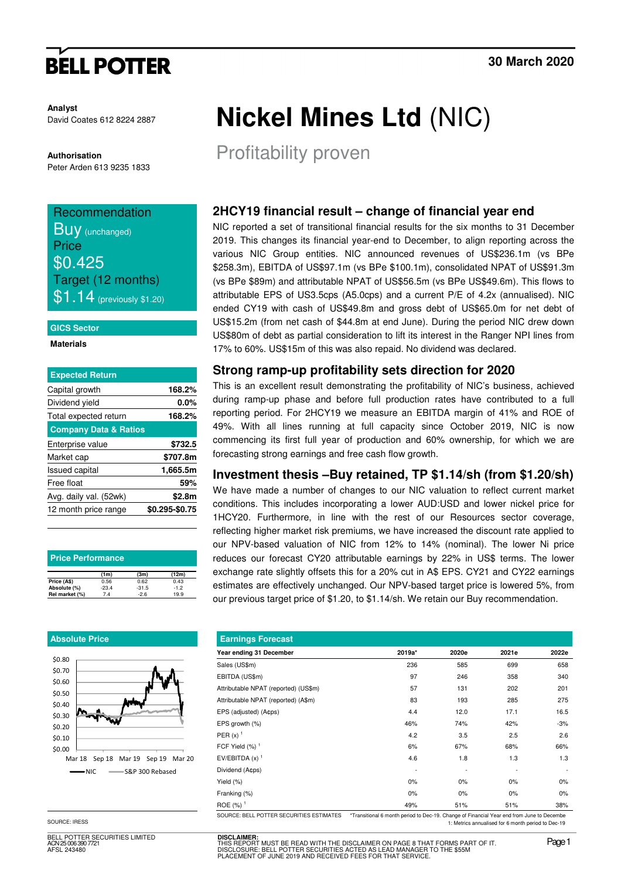BELL POTTER

30 March 2020

**Analyst**
David Coates 612 8224 2887

**Authorisation**
Peter Arden 613 9235 1833

# Nickel Mines Ltd (NIC)

## Profitability proven

Recommendation
Buy (unchanged)
Price
$0.425
Target (12 months)
$1.14 (previously $1.20)

**GICS Sector**

**Materials**

| Expected Return | |
|---|---|
| Capital growth | 168.2% |
| Dividend yield | 0.0% |
| Total expected return | 168.2% |
| **Company Data & Ratios** | |
| Enterprise value | $732.5 |
| Market cap | $707.8m |
| Issued capital | 1,665.5m |
| Free float | 59% |
| Avg. daily val. (52wk) | $2.8m |
| 12 month price range | $0.295-$0.75 |

**Price Performance**

| | (1m) | (3m) | (12m) |
|---|---|---|---|
| Price (A$) | 0.56 | 0.62 | 0.43 |
| Absolute (%) | -23.4 | -31.5 | -1.2 |
| Rel market (%) | 7.4 | -2.6 | 19.9 |

**Absolute Price**

NIC — S&P 300 Rebased

SOURCE: IRESS

### 2HCY19 financial result – change of financial year end

NIC reported a set of transitional financial results for the six months to 31 December 2019. This changes its financial year-end to December, to align reporting across the various NIC Group entities. NIC announced revenues of US$236.1m (vs BPe $258.3m), EBITDA of US$97.1m (vs BPe $100.1m), consolidated NPAT of US$91.3m (vs BPe $89m) and attributable NPAT of US$56.5m (vs BPe US$49.6m). This flows to attributable EPS of US3.5cps (A5.0cps) and a current P/E of 4.2x (annualised). NIC ended CY19 with cash of US$49.8m and gross debt of US$65.0m for net debt of US$15.2m (from net cash of $44.8m at end June). During the period NIC drew down US$80m of debt as partial consideration to lift its interest in the Ranger NPI lines from 17% to 60%. US$15m of this was also repaid. No dividend was declared.

### Strong ramp-up profitability sets direction for 2020

This is an excellent result demonstrating the profitability of NIC's business, achieved during ramp-up phase and before full production rates have contributed to a full reporting period. For 2HCY19 we measure an EBITDA margin of 41% and ROE of 49%. With all lines running at full capacity since October 2019, NIC is now commencing its first full year of production and 60% ownership, for which we are forecasting strong earnings and free cash flow growth.

### Investment thesis –Buy retained, TP $1.14/sh (from $1.20/sh)

We have made a number of changes to our NIC valuation to reflect current market conditions. This includes incorporating a lower AUD:USD and lower nickel price for 1HCY20. Furthermore, in line with the rest of our Resources sector coverage, reflecting higher market risk premiums, we have increased the discount rate applied to our NPV-based valuation of NIC from 12% to 14% (nominal). The lower Ni price reduces our forecast CY20 attributable earnings by 22% in US$ terms. The lower exchange rate slightly offsets this for a 20% cut in A$ EPS. CY21 and CY22 earnings estimates are effectively unchanged. Our NPV-based target price is lowered 5%, from our previous target price of $1.20, to $1.14/sh. We retain our Buy recommendation.

**Earnings Forecast**

| Year ending 31 December | 2019a* | 2020e | 2021e | 2022e |
|---|---|---|---|---|
| Sales (US$m) | 236 | 585 | 699 | 658 |
| EBITDA (US$m) | 97 | 246 | 358 | 340 |
| Attributable NPAT (reported) (US$m) | 57 | 131 | 202 | 201 |
| Attributable NPAT (reported) (A$m) | 83 | 193 | 285 | 275 |
| EPS (adjusted) (A¢ps) | 4.4 | 12.0 | 17.1 | 16.5 |
| EPS growth (%) | 46% | 74% | 42% | -3% |
| PER (x) [1] | 4.2 | 3.5 | 2.5 | 2.6 |
| FCF Yield (%) [1] | 6% | 67% | 68% | 66% |
| EV/EBITDA (x) [1] | 4.6 | 1.8 | 1.3 | 1.3 |
| Dividend (A¢ps) | - | - | - | - |
| Yield (%) | 0% | 0% | 0% | 0% |
| Franking (%) | 0% | 0% | 0% | 0% |
| ROE (%) [1] | 49% | 51% | 51% | 38% |

SOURCE: BELL POTTER SECURITIES ESTIMATES

*Transitional 6 month period to Dec-19. Change of Financial Year end from June to December
1: Metrics annualised for 6 month period to Dec-19

BELL POTTER SECURITIES LIMITED
ACN 25 006 390 7721
AFSL 243480

**DISCLAIMER:**
THIS REPORT MUST BE READ WITH THE DISCLAIMER ON PAGE 8 THAT FORMS PART OF IT.
DISCLOSURE: BELL POTTER SECURITIES ACTED AS LEAD MANAGER TO THE $55M PLACEMENT OF JUNE 2019 AND RECEIVED FEES FOR THAT SERVICE.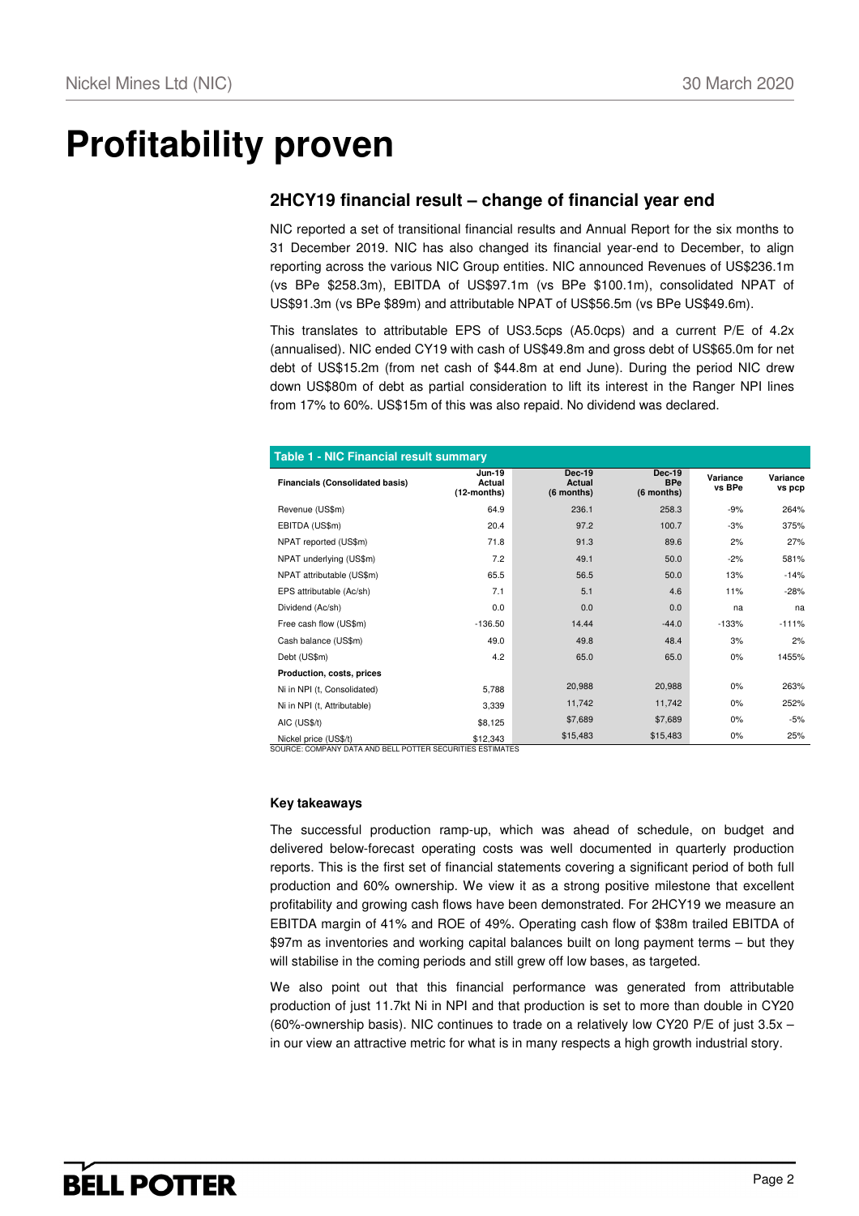# Profitability proven

## 2HCY19 financial result – change of financial year end

NIC reported a set of transitional financial results and Annual Report for the six months to 31 December 2019. NIC has also changed its financial year-end to December, to align reporting across the various NIC Group entities. NIC announced Revenues of US$236.1m (vs BPe $258.3m), EBITDA of US$97.1m (vs BPe $100.1m), consolidated NPAT of US$91.3m (vs BPe $89m) and attributable NPAT of US$56.5m (vs BPe US$49.6m).

This translates to attributable EPS of US3.5cps (A5.0cps) and a current P/E of 4.2x (annualised). NIC ended CY19 with cash of US$49.8m and gross debt of US$65.0m for net debt of US$15.2m (from net cash of $44.8m at end June). During the period NIC drew down US$80m of debt as partial consideration to lift its interest in the Ranger NPI lines from 17% to 60%. US$15m of this was also repaid. No dividend was declared.

**Table 1 - NIC Financial result summary**

| Financials (Consolidated basis) | Jun-19 Actual (12-months) | Dec-19 Actual (6 months) | Dec-19 BPe (6 months) | Variance vs BPe | Variance vs pcp |
|---|---|---|---|---|---|
| Revenue (US$m) | 64.9 | 236.1 | 258.3 | -9% | 264% |
| EBITDA (US$m) | 20.4 | 97.2 | 100.7 | -3% | 375% |
| NPAT reported (US$m) | 71.8 | 91.3 | 89.6 | 2% | 27% |
| NPAT underlying (US$m) | 7.2 | 49.1 | 50.0 | -2% | 581% |
| NPAT attributable (US$m) | 65.5 | 56.5 | 50.0 | 13% | -14% |
| EPS attributable (Ac/sh) | 7.1 | 5.1 | 4.6 | 11% | -28% |
| Dividend (Ac/sh) | 0.0 | 0.0 | 0.0 | na | na |
| Free cash flow (US$m) | -136.50 | 14.44 | -44.0 | -133% | -111% |
| Cash balance (US$m) | 49.0 | 49.8 | 48.4 | 3% | 2% |
| Debt (US$m) | 4.2 | 65.0 | 65.0 | 0% | 1455% |
| **Production, costs, prices** | | | | | |
| Ni in NPI (t, Consolidated) | 5,788 | 20,988 | 20,988 | 0% | 263% |
| Ni in NPI (t, Attributable) | 3,339 | 11,742 | 11,742 | 0% | 252% |
| AIC (US$/t) | $8,125 | $7,689 | $7,689 | 0% | -5% |
| Nickel price (US$/t) | $12,343 | $15,483 | $15,483 | 0% | 25% |

SOURCE: COMPANY DATA AND BELL POTTER SECURITIES ESTIMATES

**Key takeaways**

The successful production ramp-up, which was ahead of schedule, on budget and delivered below-forecast operating costs was well documented in quarterly production reports. This is the first set of financial statements covering a significant period of both full production and 60% ownership. We view it as a strong positive milestone that excellent profitability and growing cash flows have been demonstrated. For 2HCY19 we measure an EBITDA margin of 41% and ROE of 49%. Operating cash flow of $38m trailed EBITDA of $97m as inventories and working capital balances built on long payment terms – but they will stabilise in the coming periods and still grew off low bases, as targeted.

We also point out that this financial performance was generated from attributable production of just 11.7kt Ni in NPI and that production is set to more than double in CY20 (60%-ownership basis). NIC continues to trade on a relatively low CY20 P/E of just 3.5x – in our view an attractive metric for what is in many respects a high growth industrial story.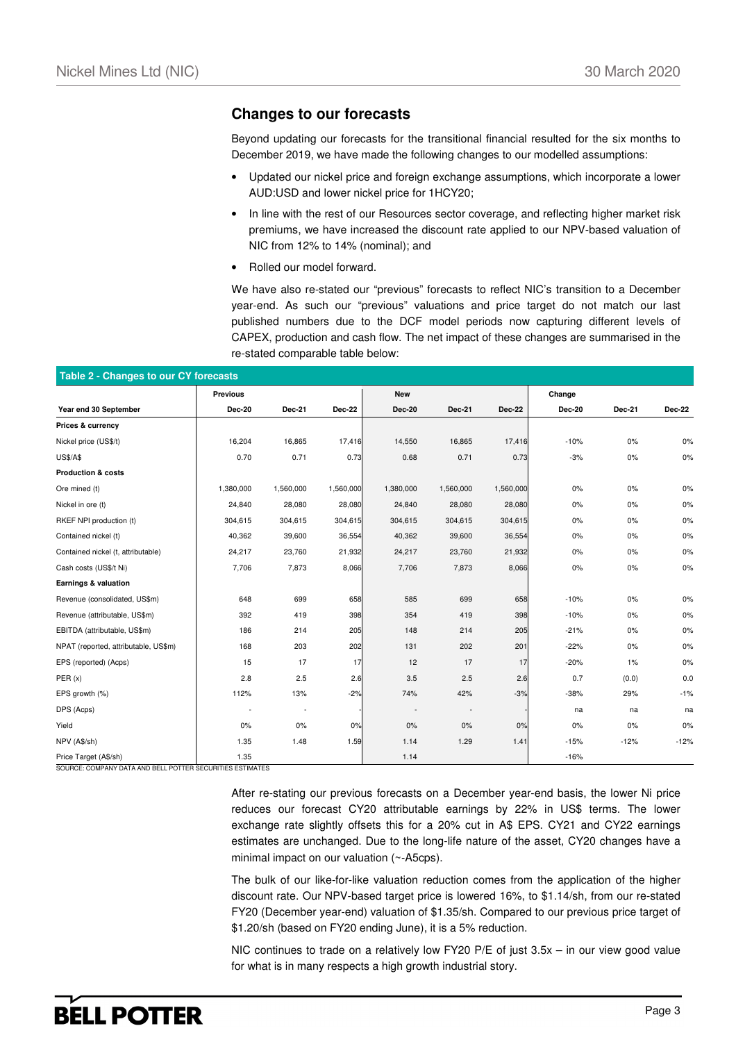## Changes to our forecasts

Beyond updating our forecasts for the transitional financial resulted for the six months to December 2019, we have made the following changes to our modelled assumptions:

- Updated our nickel price and foreign exchange assumptions, which incorporate a lower AUD:USD and lower nickel price for 1HCY20;
- In line with the rest of our Resources sector coverage, and reflecting higher market risk premiums, we have increased the discount rate applied to our NPV-based valuation of NIC from 12% to 14% (nominal); and
- Rolled our model forward.

We have also re-stated our "previous" forecasts to reflect NIC's transition to a December year-end. As such our "previous" valuations and price target do not match our last published numbers due to the DCF model periods now capturing different levels of CAPEX, production and cash flow. The net impact of these changes are summarised in the re-stated comparable table below:

**Table 2 - Changes to our CY forecasts**

| | Previous | | | New | | | Change | | |
|---|---|---|---|---|---|---|---|---|---|
| **Year end 30 September** | **Dec-20** | **Dec-21** | **Dec-22** | **Dec-20** | **Dec-21** | **Dec-22** | **Dec-20** | **Dec-21** | **Dec-22** |
| **Prices & currency** | | | | | | | | | |
| Nickel price (US$/t) | 16,204 | 16,865 | 17,416 | 14,550 | 16,865 | 17,416 | -10% | 0% | 0% |
| US$/A$ | 0.70 | 0.71 | 0.73 | 0.68 | 0.71 | 0.73 | -3% | 0% | 0% |
| **Production & costs** | | | | | | | | | |
| Ore mined (t) | 1,380,000 | 1,560,000 | 1,560,000 | 1,380,000 | 1,560,000 | 1,560,000 | 0% | 0% | 0% |
| Nickel in ore (t) | 24,840 | 28,080 | 28,080 | 24,840 | 28,080 | 28,080 | 0% | 0% | 0% |
| RKEF NPI production (t) | 304,615 | 304,615 | 304,615 | 304,615 | 304,615 | 304,615 | 0% | 0% | 0% |
| Contained nickel (t) | 40,362 | 39,600 | 36,554 | 40,362 | 39,600 | 36,554 | 0% | 0% | 0% |
| Contained nickel (t, attributable) | 24,217 | 23,760 | 21,932 | 24,217 | 23,760 | 21,932 | 0% | 0% | 0% |
| Cash costs (US$/t Ni) | 7,706 | 7,873 | 8,066 | 7,706 | 7,873 | 8,066 | 0% | 0% | 0% |
| **Earnings & valuation** | | | | | | | | | |
| Revenue (consolidated, US$m) | 648 | 699 | 658 | 585 | 699 | 658 | -10% | 0% | 0% |
| Revenue (attributable, US$m) | 392 | 419 | 398 | 354 | 419 | 398 | -10% | 0% | 0% |
| EBITDA (attributable, US$m) | 186 | 214 | 205 | 148 | 214 | 205 | -21% | 0% | 0% |
| NPAT (reported, attributable, US$m) | 168 | 203 | 202 | 131 | 202 | 201 | -22% | 0% | 0% |
| EPS (reported) (Acps) | 15 | 17 | 17 | 12 | 17 | 17 | -20% | 1% | 0% |
| PER (x) | 2.8 | 2.5 | 2.6 | 3.5 | 2.5 | 2.6 | 0.7 | (0.0) | 0.0 |
| EPS growth (%) | 112% | 13% | -2% | 74% | 42% | -3% | -38% | 29% | -1% |
| DPS (Acps) | - | - | - | - | - | - | na | na | na |
| Yield | 0% | 0% | 0% | 0% | 0% | 0% | 0% | 0% | 0% |
| NPV (A$/sh) | 1.35 | 1.48 | 1.59 | 1.14 | 1.29 | 1.41 | -15% | -12% | -12% |
| Price Target (A$/sh) | 1.35 | | | 1.14 | | | -16% | | |

SOURCE: COMPANY DATA AND BELL POTTER SECURITIES ESTIMATES

After re-stating our previous forecasts on a December year-end basis, the lower Ni price reduces our forecast CY20 attributable earnings by 22% in US$ terms. The lower exchange rate slightly offsets this for a 20% cut in A$ EPS. CY21 and CY22 earnings estimates are unchanged. Due to the long-life nature of the asset, CY20 changes have a minimal impact on our valuation (~-A5cps).

The bulk of our like-for-like valuation reduction comes from the application of the higher discount rate. Our NPV-based target price is lowered 16%, to $1.14/sh, from our re-stated FY20 (December year-end) valuation of $1.35/sh. Compared to our previous price target of $1.20/sh (based on FY20 ending June), it is a 5% reduction.

NIC continues to trade on a relatively low FY20 P/E of just 3.5x – in our view good value for what is in many respects a high growth industrial story.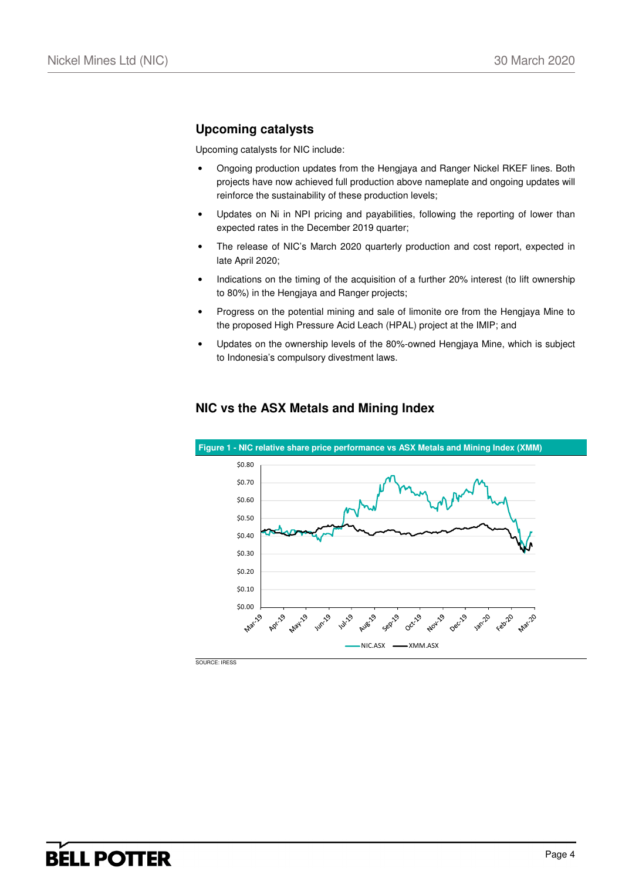## Upcoming catalysts

Upcoming catalysts for NIC include:

- Ongoing production updates from the Hengjaya and Ranger Nickel RKEF lines. Both projects have now achieved full production above nameplate and ongoing updates will reinforce the sustainability of these production levels;
- Updates on Ni in NPI pricing and payabilities, following the reporting of lower than expected rates in the December 2019 quarter;
- The release of NIC's March 2020 quarterly production and cost report, expected in late April 2020;
- Indications on the timing of the acquisition of a further 20% interest (to lift ownership to 80%) in the Hengjaya and Ranger projects;
- Progress on the potential mining and sale of limonite ore from the Hengjaya Mine to the proposed High Pressure Acid Leach (HPAL) project at the IMIP; and
- Updates on the ownership levels of the 80%-owned Hengjaya Mine, which is subject to Indonesia's compulsory divestment laws.

## NIC vs the ASX Metals and Mining Index

**Figure 1 - NIC relative share price performance vs ASX Metals and Mining Index (XMM)**

SOURCE: IRESS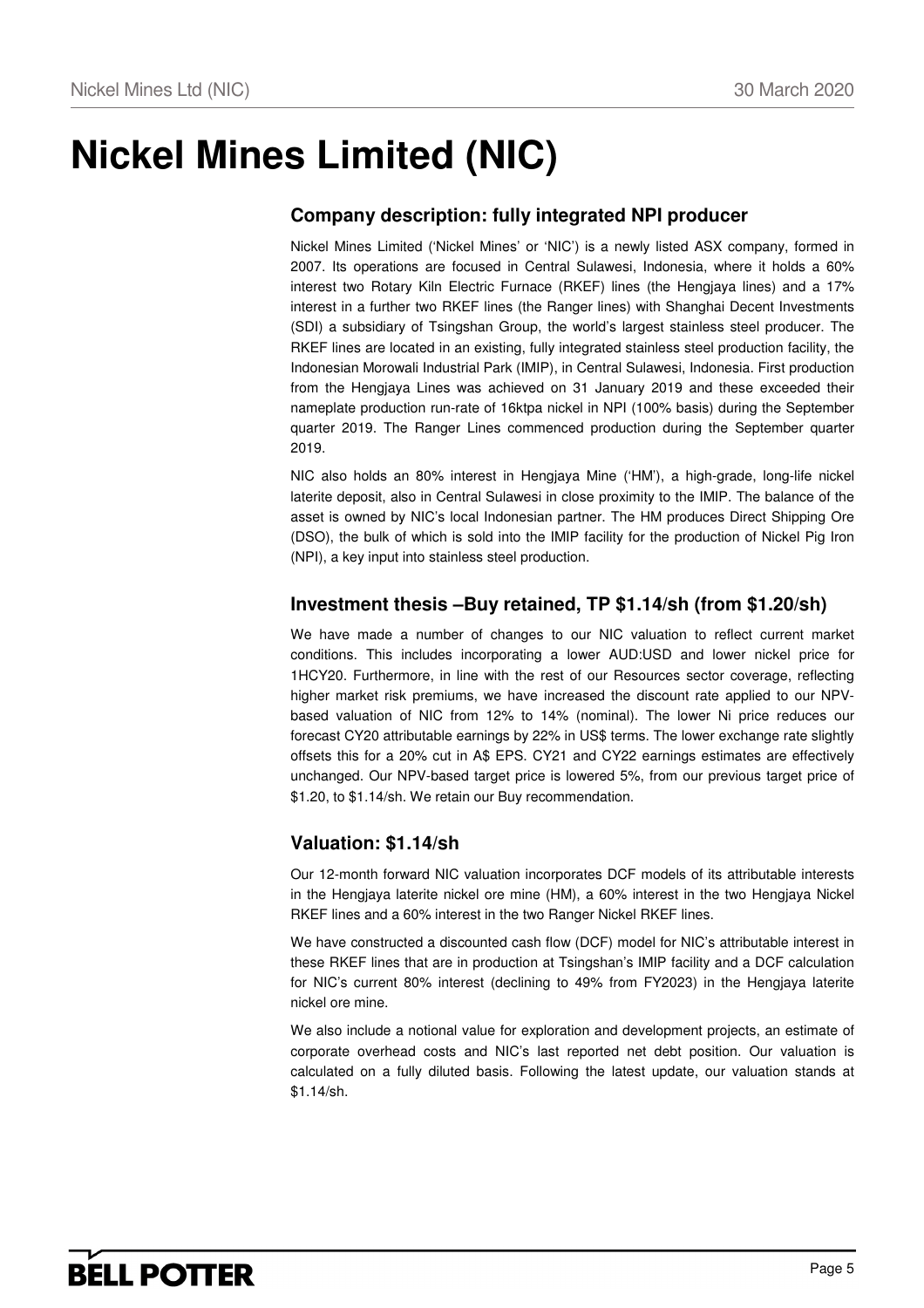# Nickel Mines Limited (NIC)

## Company description: fully integrated NPI producer

Nickel Mines Limited ('Nickel Mines' or 'NIC') is a newly listed ASX company, formed in 2007. Its operations are focused in Central Sulawesi, Indonesia, where it holds a 60% interest two Rotary Kiln Electric Furnace (RKEF) lines (the Hengjaya lines) and a 17% interest in a further two RKEF lines (the Ranger lines) with Shanghai Decent Investments (SDI) a subsidiary of Tsingshan Group, the world's largest stainless steel producer. The RKEF lines are located in an existing, fully integrated stainless steel production facility, the Indonesian Morowali Industrial Park (IMIP), in Central Sulawesi, Indonesia. First production from the Hengjaya Lines was achieved on 31 January 2019 and these exceeded their nameplate production run-rate of 16ktpa nickel in NPI (100% basis) during the September quarter 2019. The Ranger Lines commenced production during the September quarter 2019.

NIC also holds an 80% interest in Hengjaya Mine ('HM'), a high-grade, long-life nickel laterite deposit, also in Central Sulawesi in close proximity to the IMIP. The balance of the asset is owned by NIC's local Indonesian partner. The HM produces Direct Shipping Ore (DSO), the bulk of which is sold into the IMIP facility for the production of Nickel Pig Iron (NPI), a key input into stainless steel production.

## Investment thesis –Buy retained, TP $1.14/sh (from $1.20/sh)

We have made a number of changes to our NIC valuation to reflect current market conditions. This includes incorporating a lower AUD:USD and lower nickel price for 1HCY20. Furthermore, in line with the rest of our Resources sector coverage, reflecting higher market risk premiums, we have increased the discount rate applied to our NPV-based valuation of NIC from 12% to 14% (nominal). The lower Ni price reduces our forecast CY20 attributable earnings by 22% in US$ terms. The lower exchange rate slightly offsets this for a 20% cut in A$ EPS. CY21 and CY22 earnings estimates are effectively unchanged. Our NPV-based target price is lowered 5%, from our previous target price of $1.20, to $1.14/sh. We retain our Buy recommendation.

## Valuation: $1.14/sh

Our 12-month forward NIC valuation incorporates DCF models of its attributable interests in the Hengjaya laterite nickel ore mine (HM), a 60% interest in the two Hengjaya Nickel RKEF lines and a 60% interest in the two Ranger Nickel RKEF lines.

We have constructed a discounted cash flow (DCF) model for NIC's attributable interest in these RKEF lines that are in production at Tsingshan's IMIP facility and a DCF calculation for NIC's current 80% interest (declining to 49% from FY2023) in the Hengjaya laterite nickel ore mine.

We also include a notional value for exploration and development projects, an estimate of corporate overhead costs and NIC's last reported net debt position. Our valuation is calculated on a fully diluted basis. Following the latest update, our valuation stands at $1.14/sh.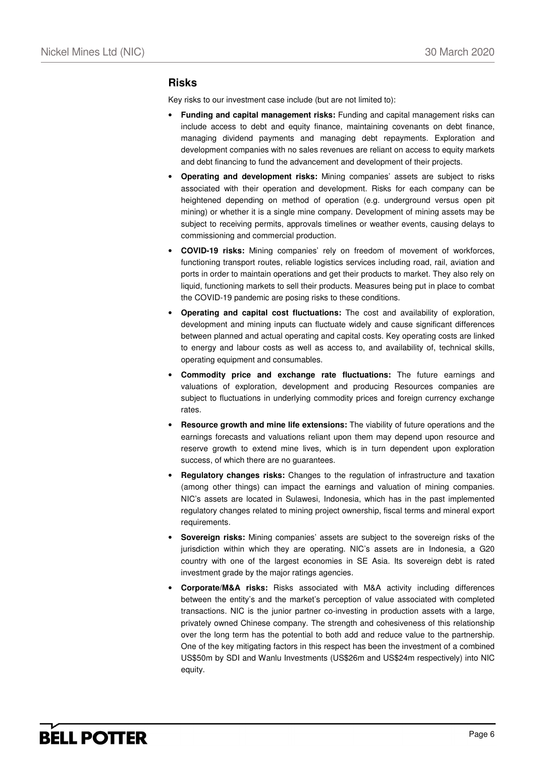## Risks

Key risks to our investment case include (but are not limited to):

- **Funding and capital management risks:** Funding and capital management risks can include access to debt and equity finance, maintaining covenants on debt finance, managing dividend payments and managing debt repayments. Exploration and development companies with no sales revenues are reliant on access to equity markets and debt financing to fund the advancement and development of their projects.
- **Operating and development risks:** Mining companies' assets are subject to risks associated with their operation and development. Risks for each company can be heightened depending on method of operation (e.g. underground versus open pit mining) or whether it is a single mine company. Development of mining assets may be subject to receiving permits, approvals timelines or weather events, causing delays to commissioning and commercial production.
- **COVID-19 risks:** Mining companies' rely on freedom of movement of workforces, functioning transport routes, reliable logistics services including road, rail, aviation and ports in order to maintain operations and get their products to market. They also rely on liquid, functioning markets to sell their products. Measures being put in place to combat the COVID-19 pandemic are posing risks to these conditions.
- **Operating and capital cost fluctuations:** The cost and availability of exploration, development and mining inputs can fluctuate widely and cause significant differences between planned and actual operating and capital costs. Key operating costs are linked to energy and labour costs as well as access to, and availability of, technical skills, operating equipment and consumables.
- **Commodity price and exchange rate fluctuations:** The future earnings and valuations of exploration, development and producing Resources companies are subject to fluctuations in underlying commodity prices and foreign currency exchange rates.
- **Resource growth and mine life extensions:** The viability of future operations and the earnings forecasts and valuations reliant upon them may depend upon resource and reserve growth to extend mine lives, which is in turn dependent upon exploration success, of which there are no guarantees.
- **Regulatory changes risks:** Changes to the regulation of infrastructure and taxation (among other things) can impact the earnings and valuation of mining companies. NIC's assets are located in Sulawesi, Indonesia, which has in the past implemented regulatory changes related to mining project ownership, fiscal terms and mineral export requirements.
- **Sovereign risks:** Mining companies' assets are subject to the sovereign risks of the jurisdiction within which they are operating. NIC's assets are in Indonesia, a G20 country with one of the largest economies in SE Asia. Its sovereign debt is rated investment grade by the major ratings agencies.
- **Corporate/M&A risks:** Risks associated with M&A activity including differences between the entity's and the market's perception of value associated with completed transactions. NIC is the junior partner co-investing in production assets with a large, privately owned Chinese company. The strength and cohesiveness of this relationship over the long term has the potential to both add and reduce value to the partnership. One of the key mitigating factors in this respect has been the investment of a combined US$50m by SDI and Wanlu Investments (US$26m and US$24m respectively) into NIC equity.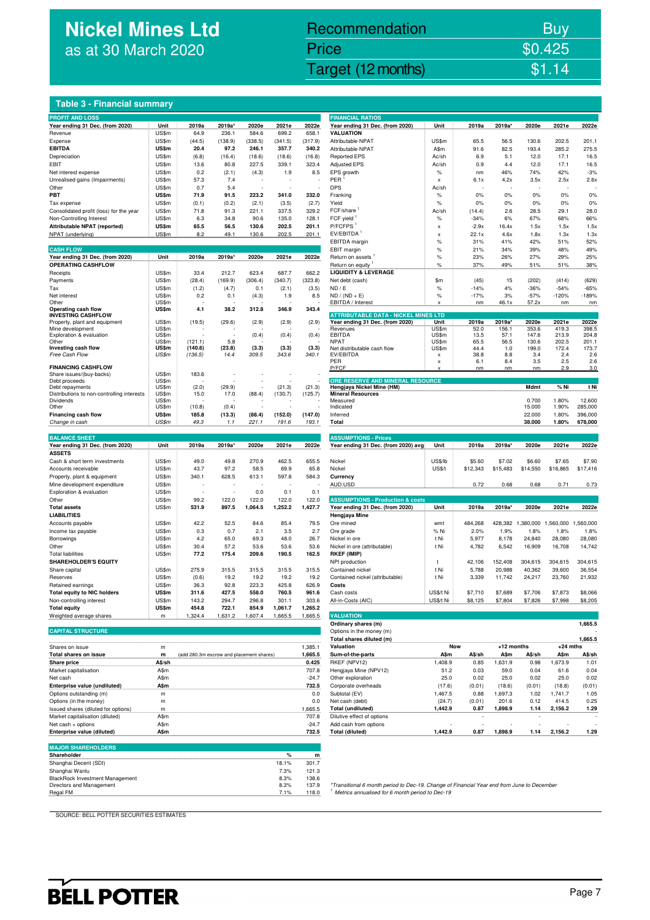# Nickel Mines Ltd
as at 30 March 2020

| Recommendation | Buy |
|---|---|
| Price | $0.425 |
| Target (12 months) | $1.14 |

## Table 3 - Financial summary

### PROFIT AND LOSS

| Year ending 31 Dec. (from 2020) | Unit | 2019a | 2019a* | 2020e | 2021e | 2022e |
|---|---|---|---|---|---|---|
| Revenue | US$m | 64.9 | 236.1 | 584.6 | 699.2 | 658.1 |
| Expense | US$m | (44.5) | (138.9) | (338.5) | (341.5) | (317.9) |
| **EBITDA** | **US$m** | **20.4** | **97.2** | **246.1** | **357.7** | **340.2** |
| Depreciation | US$m | (6.8) | (16.4) | (18.6) | (18.6) | (16.8) |
| EBIT | US$m | 13.6 | 80.8 | 227.5 | 339.1 | 323.4 |
| Net interest expense | US$m | 0.2 | (2.1) | (4.3) | 1.9 | 8.5 |
| Unrealised gains (Impairments) | US$m | 57.3 | 7.4 | - | - | - |
| Other | US$m | 0.7 | 5.4 | - | - | - |
| **PBT** | **US$m** | **71.9** | **91.5** | **223.2** | **341.0** | **332.0** |
| Tax expense | US$m | (0.1) | (0.2) | (2.1) | (3.5) | (2.7) |
| Consolidated profit (loss) for the year | US$m | 71.8 | 91.3 | 221.1 | 337.5 | 329.2 |
| Non-Controlling Interest | US$m | 6.3 | 34.8 | 90.6 | 135.0 | 128.1 |
| **Attributable NPAT (reported)** | **US$m** | **65.5** | **56.5** | **130.6** | **202.5** | **201.1** |
| NPAT (underlying) | US$m | 8.2 | 49.1 | 130.6 | 202.5 | 201.1 |

### CASH FLOW

| Year ending 31 Dec. (from 2020) | Unit | 2019a | 2019a* | 2020e | 2021e | 2022e |
|---|---|---|---|---|---|---|
| **OPERATING CASHFLOW** | | | | | | |
| Receipts | US$m | 33.4 | 212.7 | 623.4 | 687.7 | 662.2 |
| Payments | US$m | (28.4) | (169.9) | (306.4) | (340.7) | (323.8) |
| Tax | US$m | (1.2) | (4.7) | 0.1 | (2.1) | (3.5) |
| Net interest | US$m | 0.2 | 0.1 | (4.3) | 1.9 | 8.5 |
| Other | US$m | - | - | - | - | - |
| **Operating cash flow** | **US$m** | **4.1** | **38.2** | **312.8** | **346.9** | **343.4** |
| **INVESTING CASHFLOW** | | | | | | |
| Property, plant and equipment | US$m | (19.5) | (29.6) | (2.9) | (2.9) | (2.9) |
| Mine development | US$m | - | - | - | - | - |
| Exploration & evaluation | US$m | - | - | (0.4) | (0.4) | (0.4) |
| Other | US$m | (121.1) | 5.8 | - | - | - |
| **Investing cash flow** | **US$m** | **(140.6)** | **(23.8)** | **(3.3)** | **(3.3)** | **(3.3)** |
| *Free Cash Flow* | *US$m* | *(136.5)* | *14.4* | *309.5* | *343.6* | *340.1* |
| **FINANCING CASHFLOW** | | | | | | |
| Share issues/(buy-backs) | US$m | 183.6 | - | - | - | - |
| Debt proceeds | US$m | - | - | - | - | - |
| Debt repayments | US$m | (2.0) | (29.9) | - | (21.3) | (21.3) |
| Distributions to non-controlling interests | US$m | 15.0 | 17.0 | (88.4) | (130.7) | (125.7) |
| Dividends | US$m | - | - | - | - | - |
| Other | US$m | (10.8) | (0.4) | - | - | - |
| **Financing cash flow** | **US$m** | **185.8** | **(13.3)** | **(88.4)** | **(152.0)** | **(147.0)** |
| *Change in cash* | *US$m* | *49.3* | *1.1* | *221.1* | *191.6* | *193.1* |

### BALANCE SHEET

| Year ending 31 Dec. (from 2020) | Unit | 2019a | 2019a* | 2020e | 2021e | 2022e |
|---|---|---|---|---|---|---|
| **ASSETS** | | | | | | |
| Cash & short term investments | US$m | 49.0 | 49.8 | 270.9 | 462.5 | 655.5 |
| Accounts receivable | US$m | 43.7 | 97.2 | 58.5 | 69.9 | 65.8 |
| Property, plant & equipment | US$m | 340.1 | 628.5 | 613.1 | 597.8 | 584.3 |
| Mine development expenditure | US$m | - | - | - | - | - |
| Exploration & evaluation | US$m | - | - | 0.0 | 0.1 | 0.1 |
| Other | US$m | 99.2 | 122.0 | 122.0 | 122.0 | 122.0 |
| **Total assets** | **US$m** | **531.9** | **897.5** | **1,064.5** | **1,252.2** | **1,427.7** |
| **LIABILITIES** | | | | | | |
| Accounts payable | US$m | 42.2 | 52.5 | 84.6 | 85.4 | 79.5 |
| Income tax payable | US$m | 0.3 | 0.7 | 2.1 | 3.5 | 2.7 |
| Borrowings | US$m | 4.2 | 65.0 | 69.3 | 48.0 | 26.7 |
| Other | US$m | 30.4 | 57.2 | 53.6 | 53.6 | 53.6 |
| Total liabilities | US$m | 77.2 | 175.4 | 209.6 | 190.5 | 162.5 |
| **SHAREHOLDER'S EQUITY** | | | | | | |
| Share capital | US$m | 275.9 | 315.5 | 315.5 | 315.5 | 315.5 |
| Reserves | US$m | (0.6) | 19.2 | 19.2 | 19.2 | 19.2 |
| Retained earnings | US$m | 36.3 | 92.8 | 223.3 | 425.8 | 626.9 |
| **Total equity to NIC holders** | **US$m** | **311.6** | **427.5** | **558.0** | **760.5** | **961.6** |
| Non-controlling interest | US$m | 143.2 | 294.7 | 296.8 | 301.1 | 303.6 |
| **Total equity** | **US$m** | **454.8** | **722.1** | **854.9** | **1,061.7** | **1,265.2** |
| Weighted average shares | m | 1,324.4 | 1,631.2 | 1,607.4 | 1,665.5 | 1,665.5 |

### CAPITAL STRUCTURE

| | | | |
|---|---|---|---|
| Shares on issue | m | | 1,385.1 |
| **Total shares on issue** | **m** | (add 280.3m escrow and placement shares) | **1,665.5** |
| **Share price** | **A$/sh** | | **0.425** |
| Market capitalisation | A$m | | 707.8 |
| Net cash | A$m | | -24.7 |
| **Enterprise value (undiluted)** | **A$m** | | **732.5** |
| Options outstanding (m) | m | | 0.0 |
| Options (in the money) | m | | 0.0 |
| Issued shares (diluted for options) | m | | 1,665.5 |
| Market capitalisation (diluted) | A$m | | 707.8 |
| Net cash + options | A$m | | -24.7 |
| **Enterprise value (diluted)** | **A$m** | | **732.5** |

### MAJOR SHAREHOLDERS

| Shareholder | % | m |
|---|---|---|
| Shanghai Decent (SDI) | 18.1% | 301.7 |
| Shanghai Wanlu | 7.3% | 121.3 |
| BlackRock Investment Management | 8.3% | 138.6 |
| Directors and Management | 8.3% | 137.9 |
| Regal FM | 7.1% | 118.0 |

### FINANCIAL RATIOS

| Year ending 31 Dec. (from 2020) | Unit | 2019a | 2019a* | 2020e | 2021e | 2022e |
|---|---|---|---|---|---|---|
| **VALUATION** | | | | | | |
| Attributable NPAT | US$m | 65.5 | 56.5 | 130.6 | 202.5 | 201.1 |
| Attributable NPAT | A$m | 91.6 | 82.5 | 193.4 | 285.2 | 275.5 |
| Reported EPS | Ac/sh | 6.9 | 5.1 | 12.0 | 17.1 | 16.5 |
| Adjusted EPS | Ac/sh | 0.9 | 4.4 | 12.0 | 17.1 | 16.5 |
| EPS growth | % | nm | 46% | 74% | 42% | -3% |
| PER [1] | x | 6.1x | 4.2x | 3.5x | 2.5x | 2.6x |
| DPS | Ac/sh | - | - | - | - | - |
| Franking | % | 0% | 0% | 0% | 0% | 0% |
| Yield | % | 0% | 0% | 0% | 0% | 0% |
| FCF/share [1] | Ac/sh | (14.4) | 2.6 | 28.5 | 29.1 | 28.0 |
| FCF yield [1] | % | -34% | 6% | 67% | 68% | 66% |
| P/FCFPS [1] | x | -2.9x | 16.4x | 1.5x | 1.5x | 1.5x |
| EV/EBITDA [1] | x | 22.1x | 4.6x | 1.8x | 1.3x | 1.3x |
| EBITDA margin | % | 31% | 41% | 42% | 51% | 52% |
| EBIT margin | % | 21% | 34% | 39% | 48% | 49% |
| Return on assets [1] | % | 23% | 26% | 27% | 29% | 25% |
| Return on equity [1] | % | 37% | 49% | 51% | 51% | 38% |
| **LIQUIDITY & LEVERAGE** | | | | | | |
| Net debt (cash) | $m | (45) | 15 | (202) | (414) | (629) |
| ND / E | % | -14% | 4% | -36% | -54% | -65% |
| ND / (ND + E) | % | -17% | 3% | -57% | -120% | -189% |
| EBITDA / Interest | x | nm | 46.1x | 57.2x | nm | nm |

### ATTRIBUTABLE DATA - NICKEL MINES LTD

| Year ending 31 Dec. (from 2020) | Unit | 2019a | 2019a* | 2020e | 2021e | 2022e |
|---|---|---|---|---|---|---|
| Revenues | US$m | 52.0 | 156.1 | 353.6 | 419.3 | 398.5 |
| EBITDA | US$m | 13.5 | 57.1 | 147.6 | 213.9 | 204.8 |
| NPAT | US$m | 65.5 | 56.5 | 130.6 | 202.5 | 201.1 |
| Net distributable cash flow | US$m | 44.4 | 1.0 | 199.0 | 172.4 | 173.7 |
| EV/EBITDA | x | 38.8 | 8.8 | 3.4 | 2.4 | 2.6 |
| PER | x | 6.1 | 8.4 | 3.5 | 2.5 | 2.6 |
| P/FCF | x | nm | nm | nm | 2.9 | 3.0 |

### ORE RESERVE AND MINERAL RESOURCE

| Hengjaya Nickel Mine (HM) | Mdmt | % Ni | t Ni |
|---|---|---|---|
| **Mineral Resources** | | | |
| Measured | 0.700 | 1.80% | 12,600 |
| Indicated | 15.000 | 1.90% | 285,000 |
| Inferred | 22.000 | 1.80% | 396,000 |
| **Total** | **38.000** | **1.80%** | **678,000** |

### ASSUMPTIONS - Prices

| Year ending 31 Dec. (from 2020) avg | Unit | 2019a | 2019a* | 2020e | 2021e | 2022e |
|---|---|---|---|---|---|---|
| Nickel | US$/lb | $5.60 | $7.02 | $6.60 | $7.65 | $7.90 |
| Nickel | US$/t | $12,343 | $15,483 | $14,550 | $16,865 | $17,416 |
| **Currency** | | | | | | |
| AUD:USD | | 0.72 | 0.68 | 0.68 | 0.71 | 0.73 |

### ASSUMPTIONS - Production & costs

| Year ending 31 Dec. (from 2020) | Unit | 2019a | 2019a* | 2020e | 2021e | 2022e |
|---|---|---|---|---|---|---|
| **Hengjaya Mine** | | | | | | |
| Ore mined | wmt | 484,268 | 428,382 | 1,380,000 | 1,560,000 | 1,560,000 |
| Ore grade | % Ni | 2.0% | 1.9% | 1.8% | 1.8% | 1.8% |
| Nickel in ore | t Ni | 5,977 | 8,178 | 24,840 | 28,080 | 28,080 |
| Nickel in ore (attributable) | t Ni | 4,782 | 6,542 | 16,909 | 16,708 | 14,742 |
| **RKEF (IMIP)** | | | | | | |
| NPI production | t | 42,106 | 152,408 | 304,615 | 304,615 | 304,615 |
| Contained nickel | t Ni | 5,788 | 20,988 | 40,362 | 39,600 | 36,554 |
| Contained nickel (attributable) | t Ni | 3,339 | 11,742 | 24,217 | 23,760 | 21,932 |
| **Costs** | | | | | | |
| Cash costs | US$/t Ni | $7,710 | $7,689 | $7,706 | $7,873 | $8,066 |
| All-in-Costs (AIC) | US$/t Ni | $8,125 | $7,804 | $7,826 | $7,998 | $8,205 |

### VALUATION

| | | | | | | |
|---|---|---|---|---|---|---|
| Ordinary shares (m) | | | | | | 1,665.5 |
| Options in the money (m) | | | | | | - |
| Total shares diluted (m) | | | | | | 1,665.5 |

| Valuation | Now | | +12 months | | +24 mths | |
|---|---|---|---|---|---|---|
| **Sum-of-the-parts** | **A$m** | **A$/sh** | **A$m** | **A$/sh** | **A$m** | **A$/sh** |
| RKEF (NPV12) | 1,408.9 | 0.85 | 1,631.9 | 0.98 | 1,673.9 | 1.01 |
| Hengjaya Mine (NPV12) | 51.2 | 0.03 | 59.0 | 0.04 | 61.6 | 0.04 |
| Other exploration | 25.0 | 0.02 | 25.0 | 0.02 | 25.0 | 0.02 |
| Corporate overheads | (17.6) | (0.01) | (18.6) | (0.01) | (18.8) | (0.01) |
| Subtotal (EV) | 1,467.5 | 0.88 | 1,697.3 | 1.02 | 1,741.7 | 1.05 |
| Net cash (debt) | (24.7) | (0.01) | 201.6 | 0.12 | 414.5 | 0.25 |
| **Total (undiluted)** | **1,442.9** | **0.87** | **1,898.9** | **1.14** | **2,156.2** | **1.29** |
| Dilutive effect of options | | - | | - | | - |
| Add cash from options | - | - | - | - | - | - |
| **Total (diluted)** | **1,442.9** | **0.87** | **1,898.9** | **1.14** | **2,156.2** | **1.29** |

*\*Transitional 6 month period to Dec-19. Change of Financial Year end from June to December*

[1] *Metrics annualised for 6 month period to Dec-19*

SOURCE: BELL POTTER SECURITIES ESTIMATES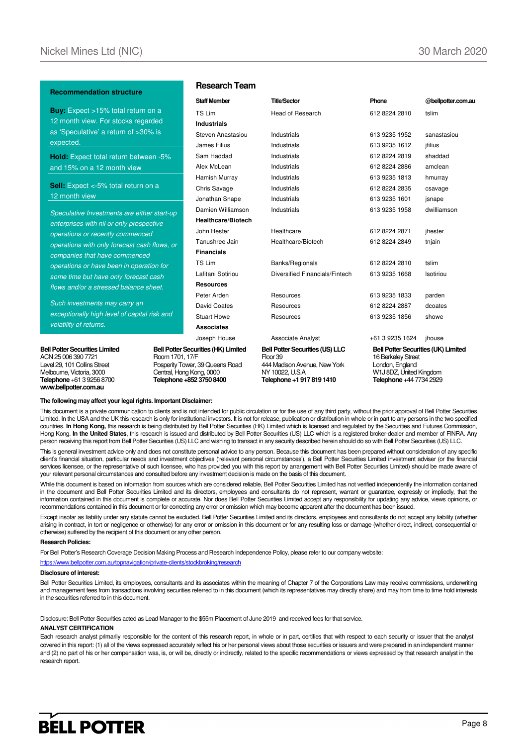**Recommendation structure**

**Buy:** Expect >15% total return on a 12 month view. For stocks regarded as 'Speculative' a return of >30% is expected.

**Hold:** Expect total return between -5% and 15% on a 12 month view

**Sell:** Expect <-5% total return on a 12 month view

*Speculative Investments are either start-up enterprises with nil or only prospective operations or recently commenced operations with only forecast cash flows, or companies that have commenced operations or have been in operation for some time but have only forecast cash flows and/or a stressed balance sheet.*

*Such investments may carry an exceptionally high level of capital risk and volatility of returns.*

## Research Team

| Staff Member | Title/Sector | Phone | @bellpotter.com.au |
|---|---|---|---|
| TS Lim | Head of Research | 612 8224 2810 | tslim |
| **Industrials** | | | |
| Steven Anastasiou | Industrials | 613 9235 1952 | sanastasiou |
| James Filius | Industrials | 613 9235 1612 | jfilius |
| Sam Haddad | Industrials | 612 8224 2819 | shaddad |
| Alex McLean | Industrials | 612 8224 2886 | amclean |
| Hamish Murray | Industrials | 613 9235 1813 | hmurray |
| Chris Savage | Industrials | 612 8224 2835 | csavage |
| Jonathan Snape | Industrials | 613 9235 1601 | jsnape |
| Damien Williamson | Industrials | 613 9235 1958 | dwilliamson |
| **Healthcare/Biotech** | | | |
| John Hester | Healthcare | 612 8224 2871 | jhester |
| Tanushree Jain | Healthcare/Biotech | 612 8224 2849 | tnjain |
| **Financials** | | | |
| TS Lim | Banks/Regionals | 612 8224 2810 | tslim |
| Lafitani Sotiriou | Diversified Financials/Fintech | 613 9235 1668 | lsotiriou |
| **Resources** | | | |
| Peter Arden | Resources | 613 9235 1833 | parden |
| David Coates | Resources | 612 8224 2887 | dcoates |
| Stuart Howe | Resources | 613 9235 1856 | showe |
| **Associates** | | | |
| Joseph House | Associate Analyst | +61 3 9235 1624 | jhouse |

**Bell Potter Securities Limited**
ACN 25 006 390 7721
Level 29, 101 Collins Street
Melbourne, Victoria, 3000
**Telephone** +61 3 9256 8700
**www.bellpotter.com.au**

**Bell Potter Securities (HK) Limited**
Room 1701, 17/F
Posperity Tower, 39 Queens Road
Central, Hong Kong, 0000
**Telephone +852 3750 8400**

**Bell Potter Securities (US) LLC**
Floor 39
444 Madison Avenue, New York
NY 10022, U.S.A
**Telephone +1 917 819 1410**

**Bell Potter Securities (UK) Limited**
16 Berkeley Street
London, England
W1J 8DZ, United Kingdom
**Telephone** +44 7734 2929

**The following may affect your legal rights. Important Disclaimer:**

This document is a private communication to clients and is not intended for public circulation or for the use of any third party, without the prior approval of Bell Potter Securities Limited. In the USA and the UK this research is only for institutional investors. It is not for release, publication or distribution in whole or in part to any persons in the two specified countries. **In Hong Kong,** this research is being distributed by Bell Potter Securities (HK) Limited which is licensed and regulated by the Securities and Futures Commission, Hong Kong. **In the United States**, this research is issued and distributed by Bell Potter Securities (US) LLC which is a registered broker-dealer and member of FINRA. Any person receiving this report from Bell Potter Securities (US) LLC and wishing to transact in any security described herein should do so with Bell Potter Securities (US) LLC.

This is general investment advice only and does not constitute personal advice to any person. Because this document has been prepared without consideration of any specific client's financial situation, particular needs and investment objectives ('relevant personal circumstances'), a Bell Potter Securities Limited investment adviser (or the financial services licensee, or the representative of such licensee, who has provided you with this report by arrangement with Bell Potter Securities Limited) should be made aware of your relevant personal circumstances and consulted before any investment decision is made on the basis of this document.

While this document is based on information from sources which are considered reliable, Bell Potter Securities Limited has not verified independently the information contained in the document and Bell Potter Securities Limited and its directors, employees and consultants do not represent, warrant or guarantee, expressly or impliedly, that the information contained in this document is complete or accurate. Nor does Bell Potter Securities Limited accept any responsibility for updating any advice, views opinions, or recommendations contained in this document or for correcting any error or omission which may become apparent after the document has been issued.

Except insofar as liability under any statute cannot be excluded. Bell Potter Securities Limited and its directors, employees and consultants do not accept any liability (whether arising in contract, in tort or negligence or otherwise) for any error or omission in this document or for any resulting loss or damage (whether direct, indirect, consequential or otherwise) suffered by the recipient of this document or any other person.

**Research Policies:**

For Bell Potter's Research Coverage Decision Making Process and Research Independence Policy, please refer to our company website:
https://www.bellpotter.com.au/topnavigation/private-clients/stockbroking/research

**Disclosure of interest:**

Bell Potter Securities Limited, its employees, consultants and its associates within the meaning of Chapter 7 of the Corporations Law may receive commissions, underwriting and management fees from transactions involving securities referred to in this document (which its representatives may directly share) and may from time to time hold interests in the securities referred to in this document.

Disclosure: Bell Potter Securities acted as Lead Manager to the $55m Placement of June 2019 and received fees for that service.

**ANALYST CERTIFICATION**

Each research analyst primarily responsible for the content of this research report, in whole or in part, certifies that with respect to each security or issuer that the analyst covered in this report: (1) all of the views expressed accurately reflect his or her personal views about those securities or issuers and were prepared in an independent manner and (2) no part of his or her compensation was, is, or will be, directly or indirectly, related to the specific recommendations or views expressed by that research analyst in the research report.